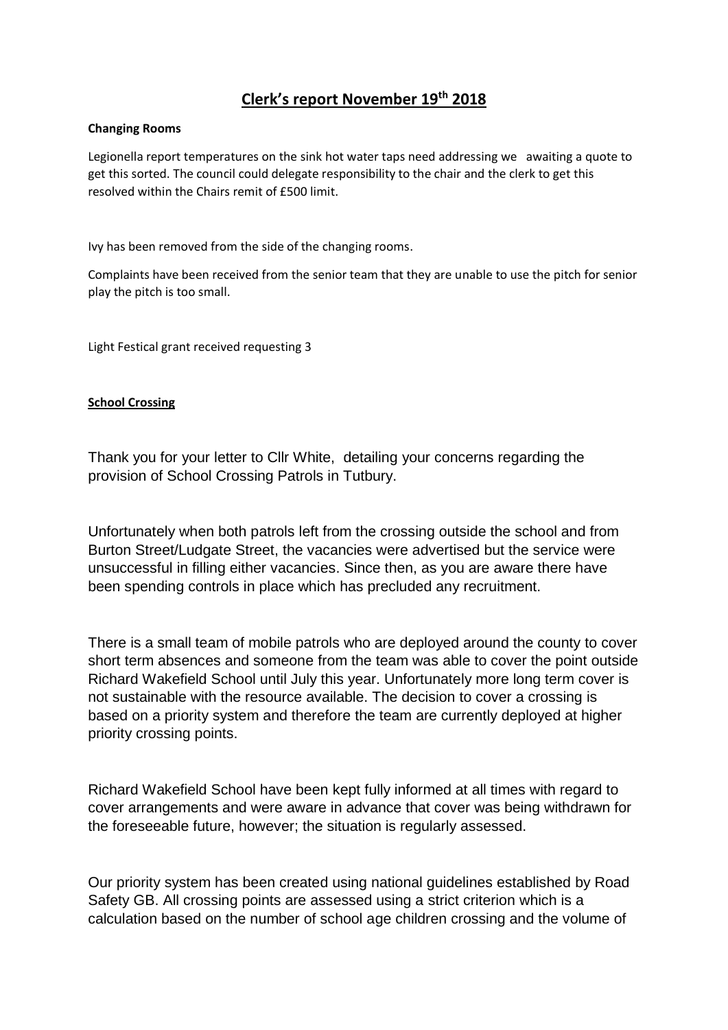# Clerk's report November 19th 2018

**Changing Rooms**

Legionella report temperatures on the sink hot water taps need addressing we  awaiting a quote to get this sorted. The council could delegate responsibility to the chair and the clerk to get this resolved within the Chairs remit of £500 limit.

Ivy has been removed from the side of the changing rooms.

Complaints have been received from the senior team that they are unable to use the pitch for senior play the pitch is too small.

Light Festical grant received requesting 3

**School Crossing**

Thank you for your letter to Cllr White,  detailing your concerns regarding the provision of School Crossing Patrols in Tutbury.

Unfortunately when both patrols left from the crossing outside the school and from Burton Street/Ludgate Street, the vacancies were advertised but the service were unsuccessful in filling either vacancies. Since then, as you are aware there have been spending controls in place which has precluded any recruitment.

There is a small team of mobile patrols who are deployed around the county to cover short term absences and someone from the team was able to cover the point outside Richard Wakefield School until July this year. Unfortunately more long term cover is not sustainable with the resource available. The decision to cover a crossing is based on a priority system and therefore the team are currently deployed at higher priority crossing points.

Richard Wakefield School have been kept fully informed at all times with regard to cover arrangements and were aware in advance that cover was being withdrawn for the foreseeable future, however; the situation is regularly assessed.

Our priority system has been created using national guidelines established by Road Safety GB. All crossing points are assessed using a strict criterion which is a calculation based on the number of school age children crossing and the volume of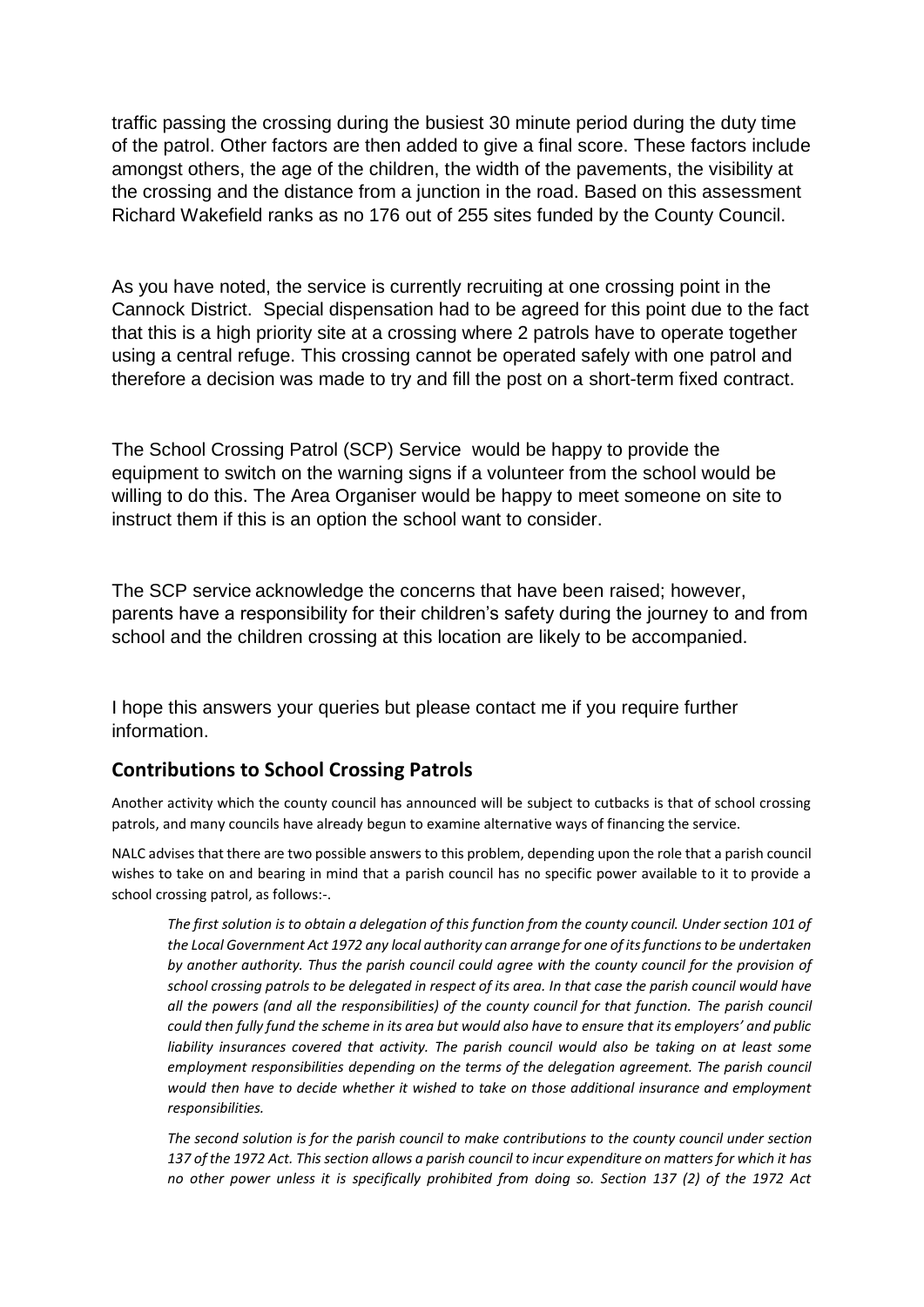traffic passing the crossing during the busiest 30 minute period during the duty time of the patrol. Other factors are then added to give a final score. These factors include amongst others, the age of the children, the width of the pavements, the visibility at the crossing and the distance from a junction in the road. Based on this assessment Richard Wakefield ranks as no 176 out of 255 sites funded by the County Council.

As you have noted, the service is currently recruiting at one crossing point in the Cannock District. Special dispensation had to be agreed for this point due to the fact that this is a high priority site at a crossing where 2 patrols have to operate together using a central refuge. This crossing cannot be operated safely with one patrol and therefore a decision was made to try and fill the post on a short-term fixed contract.

The School Crossing Patrol (SCP) Service would be happy to provide the equipment to switch on the warning signs if a volunteer from the school would be willing to do this. The Area Organiser would be happy to meet someone on site to instruct them if this is an option the school want to consider.

The SCP service acknowledge the concerns that have been raised; however, parents have a responsibility for their children's safety during the journey to and from school and the children crossing at this location are likely to be accompanied.

I hope this answers your queries but please contact me if you require further information.

## Contributions to School Crossing Patrols

Another activity which the county council has announced will be subject to cutbacks is that of school crossing patrols, and many councils have already begun to examine alternative ways of financing the service.

NALC advises that there are two possible answers to this problem, depending upon the role that a parish council wishes to take on and bearing in mind that a parish council has no specific power available to it to provide a school crossing patrol, as follows:-.

> *The first solution is to obtain a delegation of this function from the county council. Under section 101 of the Local Government Act 1972 any local authority can arrange for one of its functions to be undertaken by another authority. Thus the parish council could agree with the county council for the provision of school crossing patrols to be delegated in respect of its area. In that case the parish council would have all the powers (and all the responsibilities) of the county council for that function. The parish council could then fully fund the scheme in its area but would also have to ensure that its employers' and public liability insurances covered that activity. The parish council would also be taking on at least some employment responsibilities depending on the terms of the delegation agreement. The parish council would then have to decide whether it wished to take on those additional insurance and employment responsibilities.*
>
> *The second solution is for the parish council to make contributions to the county council under section 137 of the 1972 Act. This section allows a parish council to incur expenditure on matters for which it has no other power unless it is specifically prohibited from doing so. Section 137 (2) of the 1972 Act*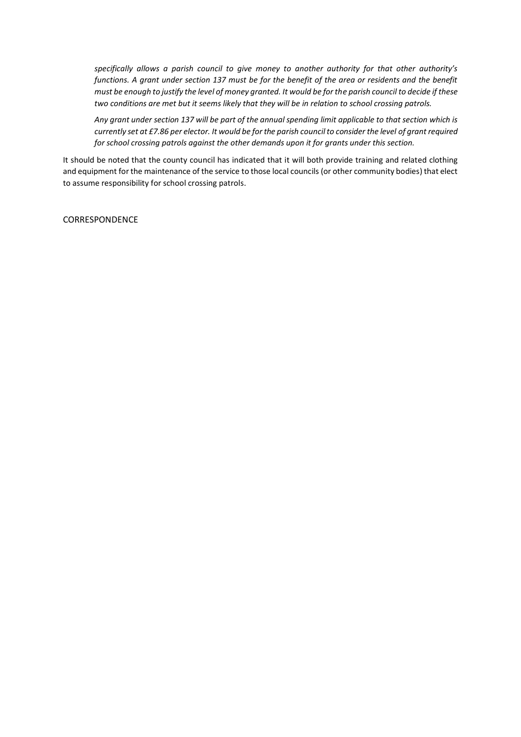*specifically allows a parish council to give money to another authority for that other authority's functions. A grant under section 137 must be for the benefit of the area or residents and the benefit must be enough to justify the level of money granted. It would be for the parish council to decide if these two conditions are met but it seems likely that they will be in relation to school crossing patrols.*

*Any grant under section 137 will be part of the annual spending limit applicable to that section which is currently set at £7.86 per elector. It would be for the parish council to consider the level of grant required for school crossing patrols against the other demands upon it for grants under this section.*

It should be noted that the county council has indicated that it will both provide training and related clothing and equipment for the maintenance of the service to those local councils (or other community bodies) that elect to assume responsibility for school crossing patrols.

CORRESPONDENCE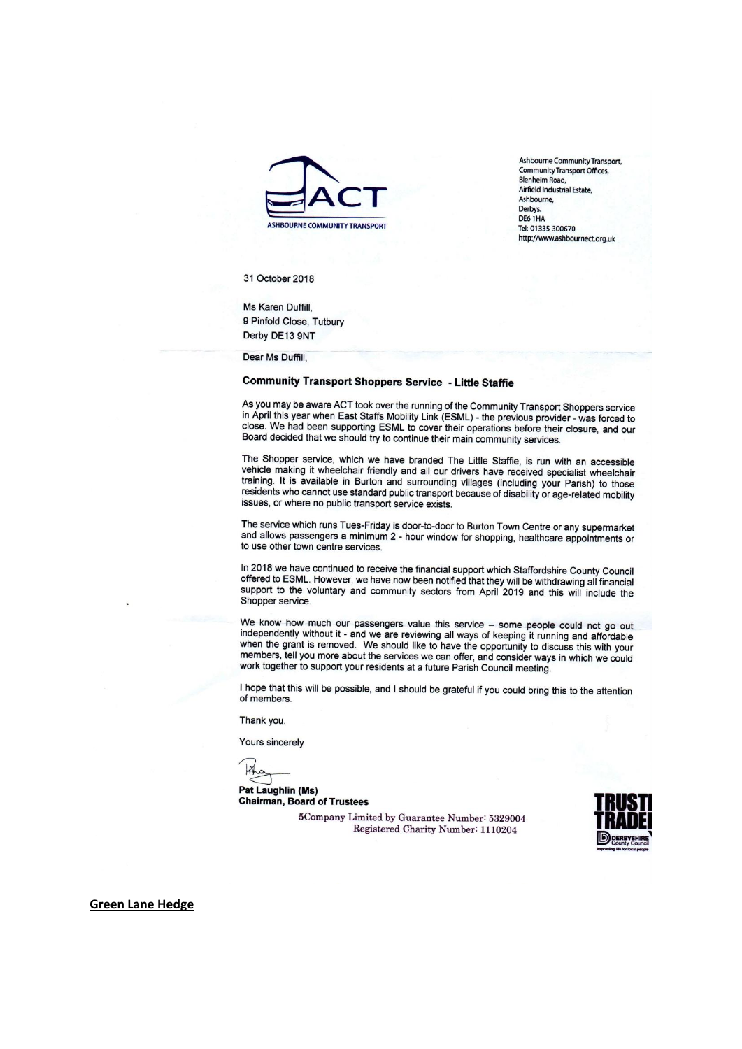ACT

ASHBOURNE COMMUNITY TRANSPORT

Ashbourne Community Transport,
Community Transport Offices,
Blenheim Road,
Airfield Industrial Estate,
Ashbourne,
Derbys.
DE6 1HA
Tel: 01335 300670
http://www.ashbournect.org.uk

31 October 2018

Ms Karen Duffill,
9 Pinfold Close, Tutbury
Derby DE13 9NT

Dear Ms Duffill,

**Community Transport Shoppers Service - Little Staffie**

As you may be aware ACT took over the running of the Community Transport Shoppers service in April this year when East Staffs Mobility Link (ESML) - the previous provider - was forced to close. We had been supporting ESML to cover their operations before their closure, and our Board decided that we should try to continue their main community services.

The Shopper service, which we have branded The Little Staffie, is run with an accessible vehicle making it wheelchair friendly and all our drivers have received specialist wheelchair training. It is available in Burton and surrounding villages (including your Parish) to those residents who cannot use standard public transport because of disability or age-related mobility issues, or where no public transport service exists.

The service which runs Tues-Friday is door-to-door to Burton Town Centre or any supermarket and allows passengers a minimum 2 - hour window for shopping, healthcare appointments or to use other town centre services.

In 2018 we have continued to receive the financial support which Staffordshire County Council offered to ESML. However, we have now been notified that they will be withdrawing all financial support to the voluntary and community sectors from April 2019 and this will include the Shopper service.

We know how much our passengers value this service – some people could not go out independently without it - and we are reviewing all ways of keeping it running and affordable when the grant is removed. We should like to have the opportunity to discuss this with your members, tell you more about the services we can offer, and consider ways in which we could work together to support your residents at a future Parish Council meeting.

I hope that this will be possible, and I should be grateful if you could bring this to the attention of members.

Thank you.

Yours sincerely

**Pat Laughlin (Ms)**
**Chairman, Board of Trustees**

5Company Limited by Guarantee Number: 5329004
Registered Charity Number: 1110204

TRUST TRADE Derbyshire County Council

**Green Lane Hedge**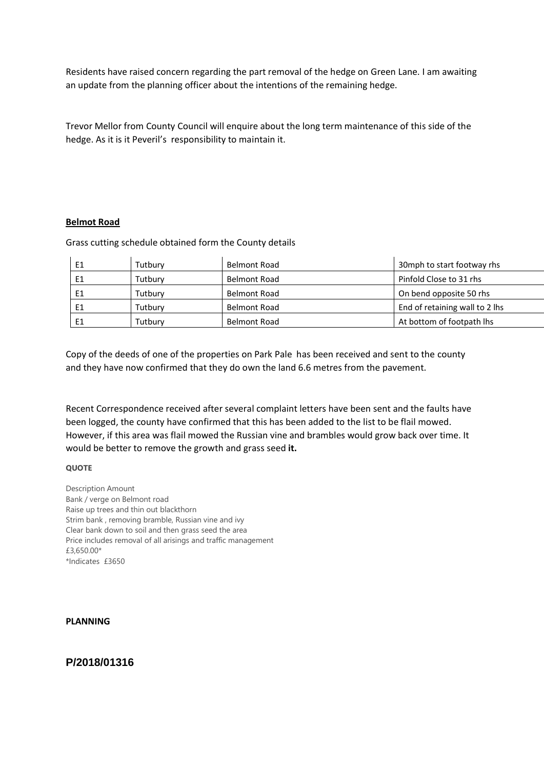Residents have raised concern regarding the part removal of the hedge on Green Lane. I am awaiting an update from the planning officer about the intentions of the remaining hedge.

Trevor Mellor from County Council will enquire about the long term maintenance of this side of the hedge. As it is it Peveril's responsibility to maintain it.

**Belmot Road**

Grass cutting schedule obtained form the County details

| | | | |
|---|---|---|---|
| E1 | Tutbury | Belmont Road | 30mph to start footway rhs |
| E1 | Tutbury | Belmont Road | Pinfold Close to 31 rhs |
| E1 | Tutbury | Belmont Road | On bend opposite 50 rhs |
| E1 | Tutbury | Belmont Road | End of retaining wall to 2 lhs |
| E1 | Tutbury | Belmont Road | At bottom of footpath lhs |

Copy of the deeds of one of the properties on Park Pale has been received and sent to the county and they have now confirmed that they do own the land 6.6 metres from the pavement.

Recent Correspondence received after several complaint letters have been sent and the faults have been logged, the county have confirmed that this has been added to the list to be flail mowed. However, if this area was flail mowed the Russian vine and brambles would grow back over time. It would be better to remove the growth and grass seed **it.**

**QUOTE**

Description Amount
Bank / verge on Belmont road
Raise up trees and thin out blackthorn
Strim bank , removing bramble, Russian vine and ivy
Clear bank down to soil and then grass seed the area
Price includes removal of all arisings and traffic management
£3,650.00*
*Indicates £3650

**PLANNING**

**P/2018/01316**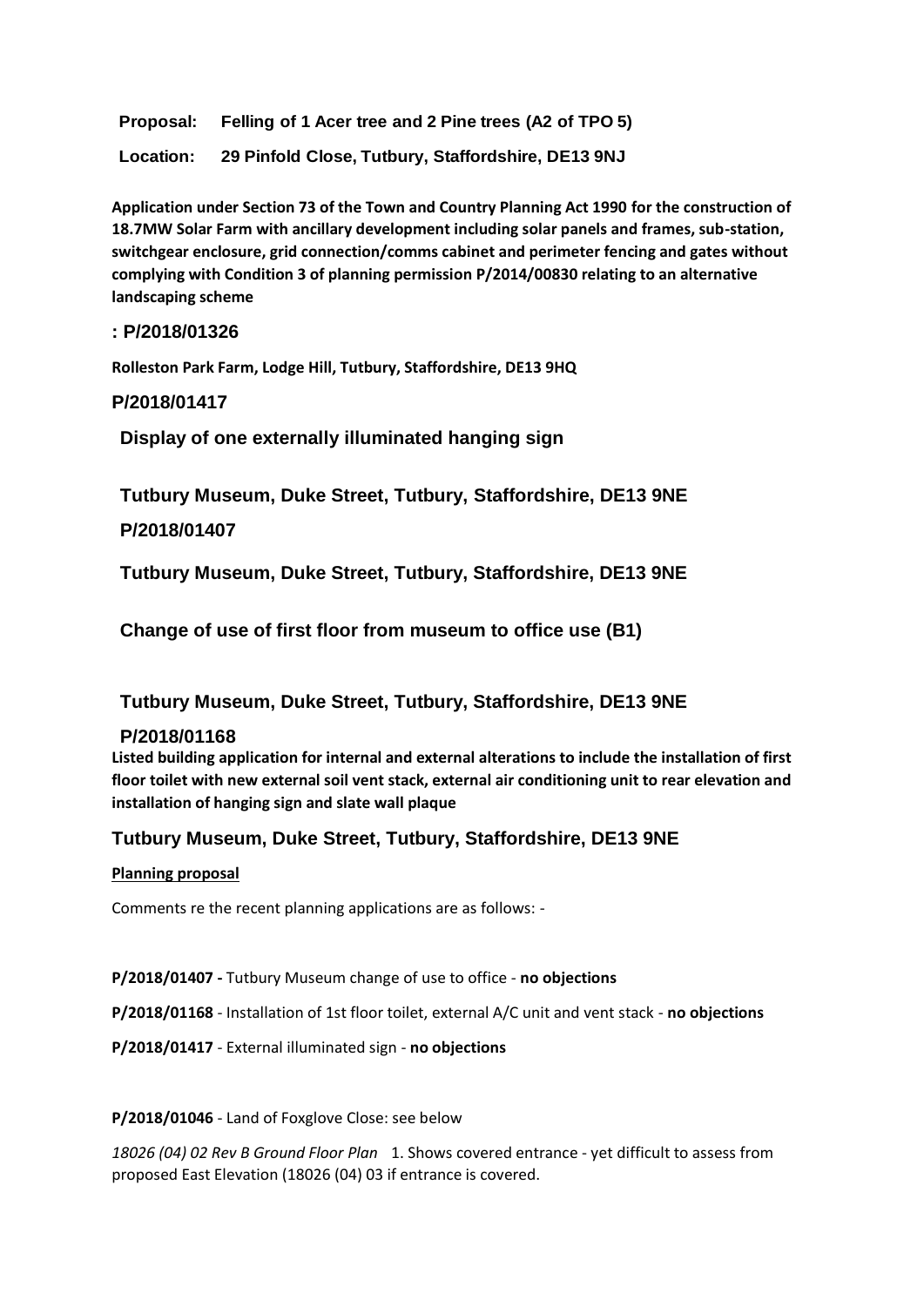**Proposal: Felling of 1 Acer tree and 2 Pine trees (A2 of TPO 5)**

**Location: 29 Pinfold Close, Tutbury, Staffordshire, DE13 9NJ**

**Application under Section 73 of the Town and Country Planning Act 1990 for the construction of 18.7MW Solar Farm with ancillary development including solar panels and frames, sub-station, switchgear enclosure, grid connection/comms cabinet and perimeter fencing and gates without complying with Condition 3 of planning permission P/2014/00830 relating to an alternative landscaping scheme**

**: P/2018/01326**

**Rolleston Park Farm, Lodge Hill, Tutbury, Staffordshire, DE13 9HQ**

**P/2018/01417**

**Display of one externally illuminated hanging sign**

**Tutbury Museum, Duke Street, Tutbury, Staffordshire, DE13 9NE**

**P/2018/01407**

**Tutbury Museum, Duke Street, Tutbury, Staffordshire, DE13 9NE**

**Change of use of first floor from museum to office use (B1)**

**Tutbury Museum, Duke Street, Tutbury, Staffordshire, DE13 9NE**

**P/2018/01168**

**Listed building application for internal and external alterations to include the installation of first floor toilet with new external soil vent stack, external air conditioning unit to rear elevation and installation of hanging sign and slate wall plaque**

**Tutbury Museum, Duke Street, Tutbury, Staffordshire, DE13 9NE**

**Planning proposal**

Comments re the recent planning applications are as follows: -

**P/2018/01407 -** Tutbury Museum change of use to office - **no objections**

**P/2018/01168** - Installation of 1st floor toilet, external A/C unit and vent stack - **no objections**

**P/2018/01417** - External illuminated sign - **no objections**

**P/2018/01046** - Land of Foxglove Close: see below

*18026 (04) 02 Rev B Ground Floor Plan* 1. Shows covered entrance - yet difficult to assess from proposed East Elevation (18026 (04) 03 if entrance is covered.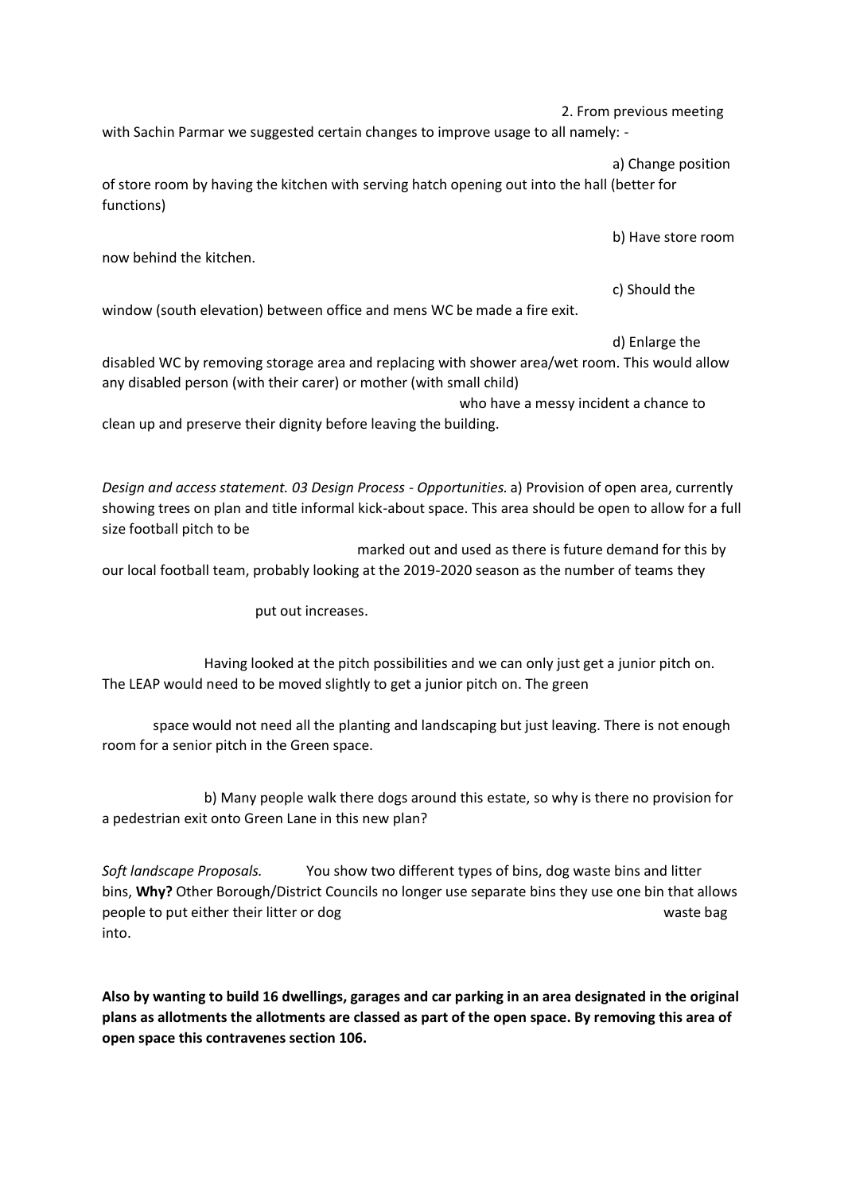2. From previous meeting with Sachin Parmar we suggested certain changes to improve usage to all namely: -

a) Change position of store room by having the kitchen with serving hatch opening out into the hall (better for functions)

b) Have store room now behind the kitchen.

c) Should the window (south elevation) between office and mens WC be made a fire exit.

d) Enlarge the disabled WC by removing storage area and replacing with shower area/wet room. This would allow any disabled person (with their carer) or mother (with small child) who have a messy incident a chance to clean up and preserve their dignity before leaving the building.

*Design and access statement. 03 Design Process - Opportunities.* a) Provision of open area, currently showing trees on plan and title informal kick-about space. This area should be open to allow for a full size football pitch to be marked out and used as there is future demand for this by our local football team, probably looking at the 2019-2020 season as the number of teams they put out increases.

Having looked at the pitch possibilities and we can only just get a junior pitch on. The LEAP would need to be moved slightly to get a junior pitch on. The green space would not need all the planting and landscaping but just leaving. There is not enough room for a senior pitch in the Green space.

b) Many people walk there dogs around this estate, so why is there no provision for a pedestrian exit onto Green Lane in this new plan?

*Soft landscape Proposals.* You show two different types of bins, dog waste bins and litter bins, **Why?** Other Borough/District Councils no longer use separate bins they use one bin that allows people to put either their litter or dog waste bag into.

**Also by wanting to build 16 dwellings, garages and car parking in an area designated in the original plans as allotments the allotments are classed as part of the open space. By removing this area of open space this contravenes section 106.**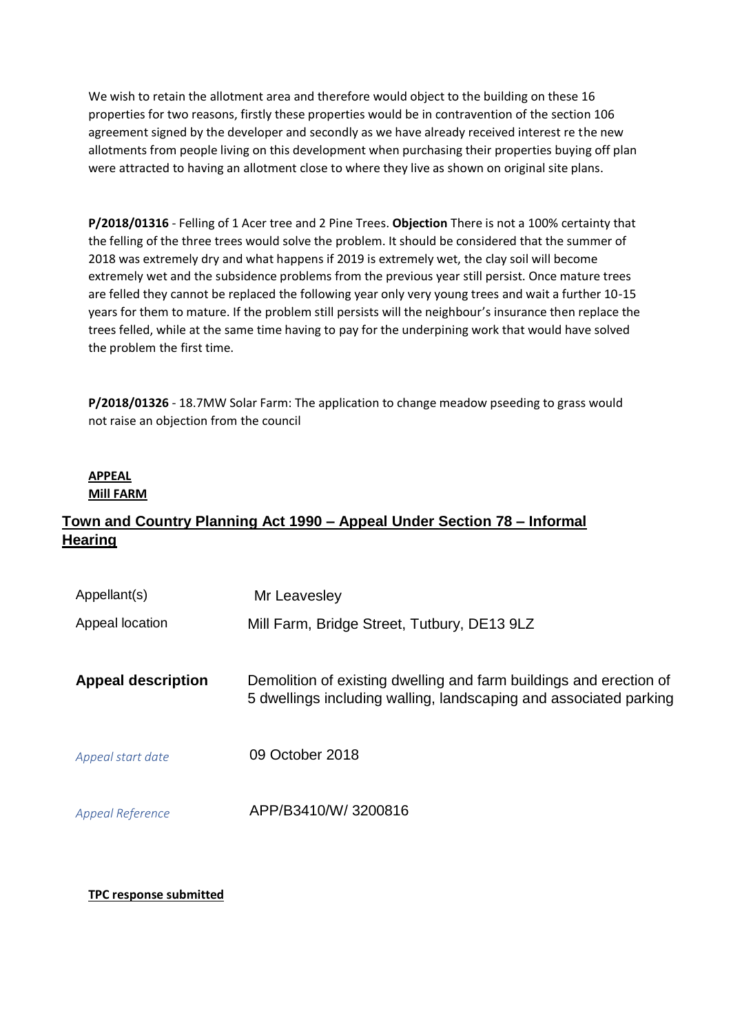We wish to retain the allotment area and therefore would object to the building on these 16 properties for two reasons, firstly these properties would be in contravention of the section 106 agreement signed by the developer and secondly as we have already received interest re the new allotments from people living on this development when purchasing their properties buying off plan were attracted to having an allotment close to where they live as shown on original site plans.

**P/2018/01316** - Felling of 1 Acer tree and 2 Pine Trees. **Objection** There is not a 100% certainty that the felling of the three trees would solve the problem. It should be considered that the summer of 2018 was extremely dry and what happens if 2019 is extremely wet, the clay soil will become extremely wet and the subsidence problems from the previous year still persist. Once mature trees are felled they cannot be replaced the following year only very young trees and wait a further 10-15 years for them to mature. If the problem still persists will the neighbour's insurance then replace the trees felled, while at the same time having to pay for the underpining work that would have solved the problem the first time.

**P/2018/01326** - 18.7MW Solar Farm: The application to change meadow pseeding to grass would not raise an objection from the council

**APPEAL**
**Mill FARM**

## Town and Country Planning Act 1990 – Appeal Under Section 78 – Informal Hearing

| | |
|---|---|
| Appellant(s) | Mr Leavesley |
| Appeal location | Mill Farm, Bridge Street, Tutbury, DE13 9LZ |
| **Appeal description** | Demolition of existing dwelling and farm buildings and erection of 5 dwellings including walling, landscaping and associated parking |
| *Appeal start date* | 09 October 2018 |
| *Appeal Reference* | APP/B3410/W/ 3200816 |

**TPC response submitted**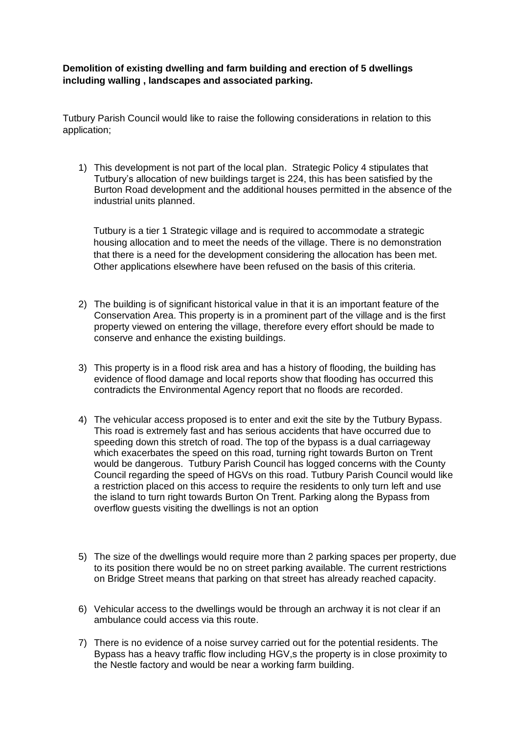**Demolition of existing dwelling and farm building and erection of 5 dwellings including walling , landscapes and associated parking.**

Tutbury Parish Council would like to raise the following considerations in relation to this application;

1) This development is not part of the local plan. Strategic Policy 4 stipulates that Tutbury's allocation of new buildings target is 224, this has been satisfied by the Burton Road development and the additional houses permitted in the absence of the industrial units planned.

   Tutbury is a tier 1 Strategic village and is required to accommodate a strategic housing allocation and to meet the needs of the village. There is no demonstration that there is a need for the development considering the allocation has been met. Other applications elsewhere have been refused on the basis of this criteria.

2) The building is of significant historical value in that it is an important feature of the Conservation Area. This property is in a prominent part of the village and is the first property viewed on entering the village, therefore every effort should be made to conserve and enhance the existing buildings.

3) This property is in a flood risk area and has a history of flooding, the building has evidence of flood damage and local reports show that flooding has occurred this contradicts the Environmental Agency report that no floods are recorded.

4) The vehicular access proposed is to enter and exit the site by the Tutbury Bypass. This road is extremely fast and has serious accidents that have occurred due to speeding down this stretch of road. The top of the bypass is a dual carriageway which exacerbates the speed on this road, turning right towards Burton on Trent would be dangerous. Tutbury Parish Council has logged concerns with the County Council regarding the speed of HGVs on this road. Tutbury Parish Council would like a restriction placed on this access to require the residents to only turn left and use the island to turn right towards Burton On Trent. Parking along the Bypass from overflow guests visiting the dwellings is not an option

5) The size of the dwellings would require more than 2 parking spaces per property, due to its position there would be no on street parking available. The current restrictions on Bridge Street means that parking on that street has already reached capacity.

6) Vehicular access to the dwellings would be through an archway it is not clear if an ambulance could access via this route.

7) There is no evidence of a noise survey carried out for the potential residents. The Bypass has a heavy traffic flow including HGV,s the property is in close proximity to the Nestle factory and would be near a working farm building.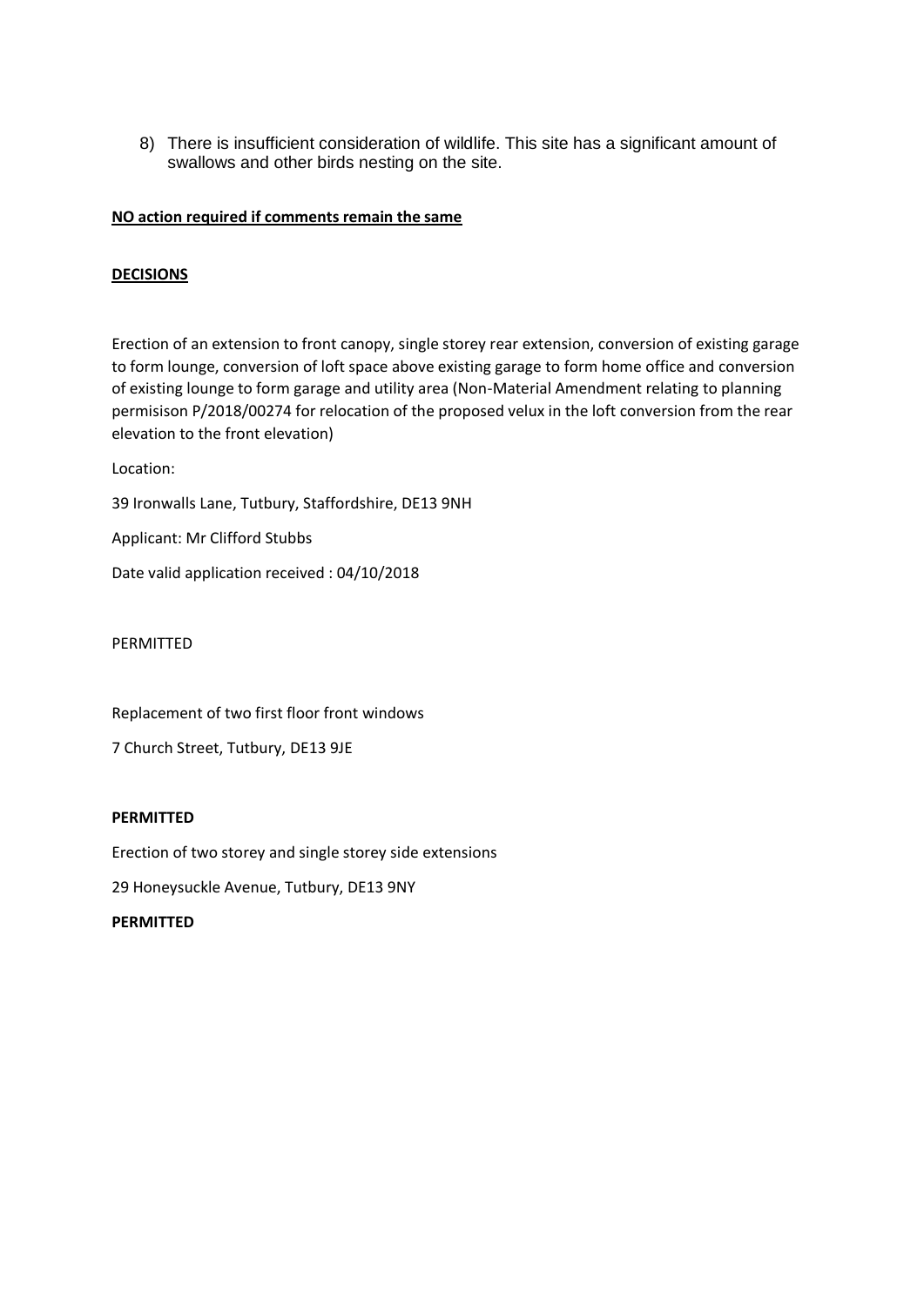8) There is insufficient consideration of wildlife. This site has a significant amount of swallows and other birds nesting on the site.

**NO action required if comments remain the same**

**DECISIONS**

Erection of an extension to front canopy, single storey rear extension, conversion of existing garage to form lounge, conversion of loft space above existing garage to form home office and conversion of existing lounge to form garage and utility area (Non-Material Amendment relating to planning permisison P/2018/00274 for relocation of the proposed velux in the loft conversion from the rear elevation to the front elevation)

Location:

39 Ironwalls Lane, Tutbury, Staffordshire, DE13 9NH

Applicant: Mr Clifford Stubbs

Date valid application received : 04/10/2018

PERMITTED

Replacement of two first floor front windows

7 Church Street, Tutbury, DE13 9JE

**PERMITTED**

Erection of two storey and single storey side extensions

29 Honeysuckle Avenue, Tutbury, DE13 9NY

**PERMITTED**